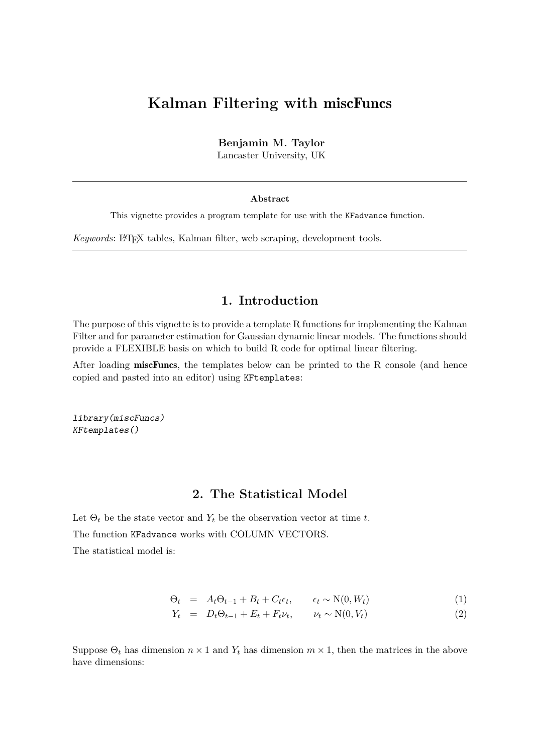# Kalman Filtering with miscFuncs

**Benjamin M. Taylor**
Lancaster University, UK

---

**Abstract**

This vignette provides a program template for use with the `KFadvance` function.

*Keywords*: LaTeX tables, Kalman filter, web scraping, development tools.

---

## 1. Introduction

The purpose of this vignette is to provide a template R functions for implementing the Kalman Filter and for parameter estimation for Gaussian dynamic linear models. The functions should provide a FLEXIBLE basis on which to build R code for optimal linear filtering.

After loading **miscFuncs**, the templates below can be printed to the R console (and hence copied and pasted into an editor) using `KFtemplates`:

```
library(miscFuncs)
KFtemplates()
```

## 2. The Statistical Model

Let $\Theta_t$ be the state vector and $Y_t$ be the observation vector at time $t$.

The function `KFadvance` works with COLUMN VECTORS.

The statistical model is:

$$\Theta_t = A_t\Theta_{t-1} + B_t + C_t\epsilon_t, \qquad \epsilon_t \sim \mathrm{N}(0, W_t) \tag{1}$$

$$Y_t = D_t\Theta_{t-1} + E_t + F_t\nu_t, \qquad \nu_t \sim \mathrm{N}(0, V_t) \tag{2}$$

Suppose $\Theta_t$ has dimension $n \times 1$ and $Y_t$ has dimension $m \times 1$, then the matrices in the above have dimensions: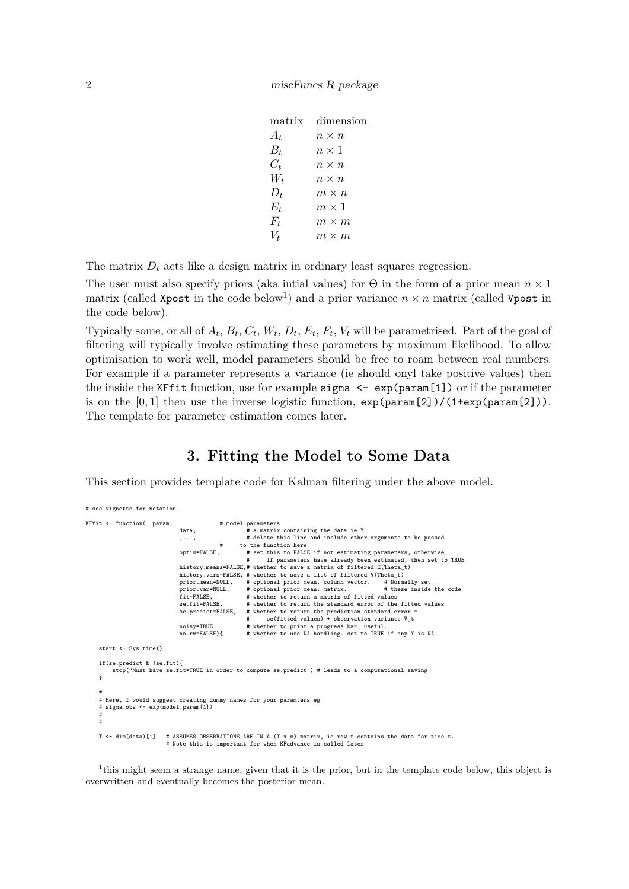| matrix | dimension |
|---|---|
| $A_t$ | $n \times n$ |
| $B_t$ | $n \times 1$ |
| $C_t$ | $n \times n$ |
| $W_t$ | $n \times n$ |
| $D_t$ | $m \times n$ |
| $E_t$ | $m \times 1$ |
| $F_t$ | $m \times m$ |
| $V_t$ | $m \times m$ |

The matrix $D_t$ acts like a design matrix in ordinary least squares regression.

The user must also specify priors (aka intial values) for $\Theta$ in the form of a prior mean $n \times 1$ matrix (called `Xpost` in the code below[1]) and a prior variance $n \times n$ matrix (called `Vpost` in the code below).

Typically some, or all of $A_t$, $B_t$, $C_t$, $W_t$, $D_t$, $E_t$, $F_t$, $V_t$ will be parametrised. Part of the goal of filtering will typically involve estimating these parameters by maximum likelihood. To allow optimisation to work well, model parameters should be free to roam between real numbers. For example if a parameter represents a variance (ie should onyl take positive values) then the inside the `KFfit` function, use for example `sigma <- exp(param[1])` or if the parameter is on the $[0, 1]$ then use the inverse logistic function, `exp(param[2])/(1+exp(param[2]))`. The template for parameter estimation comes later.

## 3. Fitting the Model to Some Data

This section provides template code for Kalman filtering under the above model.

```
# see vignette for notation

KFfit <- function(  param,              # model parameters
                    data,               # a matrix containing the data ie Y
                    ,...,               # delete this line and include other arguments to be passed
                                #     to the function here
                    optim=FALSE,        # set this to FALSE if not estimating parameters, otherwise,
                                        #     if parameters have already been estimated, then set to TRUE
                    history.means=FALSE,# whether to save a matrix of filtered E(Theta_t)
                    history.vars=FALSE, # whether to save a list of filtered V(Theta_t)
                    prior.mean=NULL,    # optional prior mean. column vector.    # Normally set
                    prior.var=NULL,     # optional prior mean. matrix.           # these inside the code
                    fit=FALSE,          # whether to return a matrix of fitted values
                    se.fit=FALSE,       # whether to return the standard error of the fitted values
                    se.predict=FALSE,   # whether to return the prediction standard error =
                                        #     se(fitted values) + observation variance V_t
                    noisy=TRUE          # whether to print a progress bar, useful.
                    na.rm=FALSE){       # whether to use NA handling. set to TRUE if any Y is NA

    start <- Sys.time()

    if(se.predict & !se.fit){
        stop("Must have se.fit=TRUE in order to compute se.predict") # leads to a computational saving
    }

    #
    # Here, I would suggest creating dummy names for your paramters eg
    # sigma.obs <- exp(model.param[1])
    #
    #

    T <- dim(data)[1]   # ASSUMES OBSERVATIONS ARE IN A (T x m) matrix, ie row t contains the data for time t.
                        # Note this is important for when KFadvance is called later
```

[1] this might seem a strange name, given that it is the prior, but in the template code below, this object is overwritten and eventually becomes the posterior mean.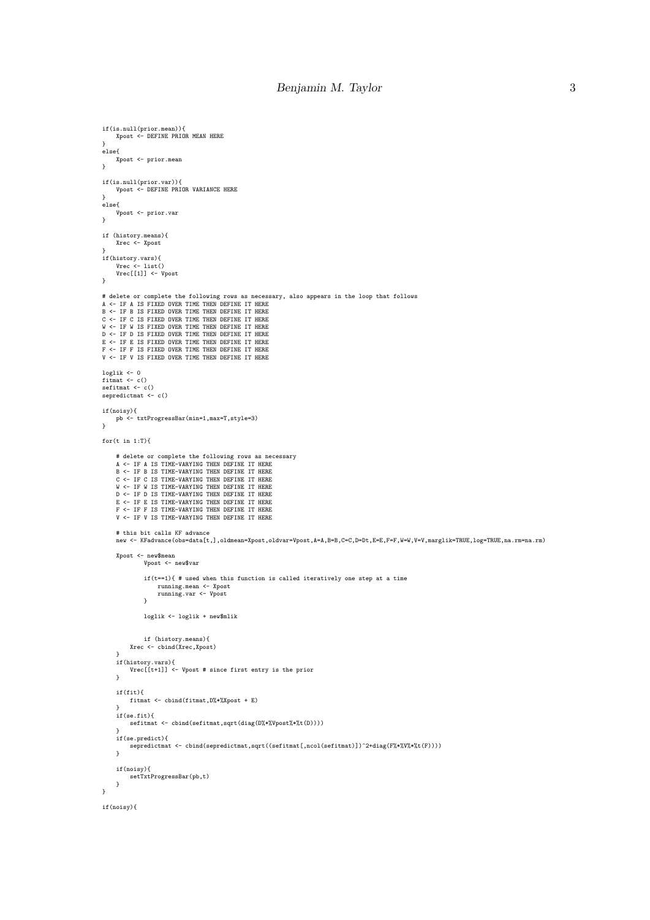```
if(is.null(prior.mean)){
    Xpost <- DEFINE PRIOR MEAN HERE
}
else{
    Xpost <- prior.mean
}

if(is.null(prior.var)){
    Vpost <- DEFINE PRIOR VARIANCE HERE
}
else{
    Vpost <- prior.var
}

if (history.means){
    Xrec <- Xpost
}
if(history.vars){
    Vrec <- list()
    Vrec[[1]] <- Vpost
}

# delete or complete the following rows as necessary, also appears in the loop that follows
A <- IF A IS FIXED OVER TIME THEN DEFINE IT HERE
B <- IF B IS FIXED OVER TIME THEN DEFINE IT HERE
C <- IF C IS FIXED OVER TIME THEN DEFINE IT HERE
W <- IF W IS FIXED OVER TIME THEN DEFINE IT HERE
D <- IF D IS FIXED OVER TIME THEN DEFINE IT HERE
E <- IF E IS FIXED OVER TIME THEN DEFINE IT HERE
F <- IF F IS FIXED OVER TIME THEN DEFINE IT HERE
V <- IF V IS FIXED OVER TIME THEN DEFINE IT HERE

loglik <- 0
fitmat <- c()
sefitmat <- c()
sepredictmat <- c()

if(noisy){
    pb <- txtProgressBar(min=1,max=T,style=3)
}

for(t in 1:T){

    # delete or complete the following rows as necessary
    A <- IF A IS TIME-VARYING THEN DEFINE IT HERE
    B <- IF B IS TIME-VARYING THEN DEFINE IT HERE
    C <- IF C IS TIME-VARYING THEN DEFINE IT HERE
    W <- IF W IS TIME-VARYING THEN DEFINE IT HERE
    D <- IF D IS TIME-VARYING THEN DEFINE IT HERE
    E <- IF E IS TIME-VARYING THEN DEFINE IT HERE
    F <- IF F IS TIME-VARYING THEN DEFINE IT HERE
    V <- IF V IS TIME-VARYING THEN DEFINE IT HERE

    # this bit calls KF advance
    new <- KFadvance(obs=data[t,],oldmean=Xpost,oldvar=Vpost,A=A,B=B,C=C,D=Dt,E=E,F=F,W=W,V=V,marglik=TRUE,log=TRUE,na.rm=na.rm)

    Xpost <- new$mean
            Vpost <- new$var

            if(t==1){ # used when this function is called iteratively one step at a time
                running.mean <- Xpost
                running.var <- Vpost
            }

            loglik <- loglik + new$mlik


            if (history.means){
        Xrec <- cbind(Xrec,Xpost)
    }
    if(history.vars){
        Vrec[[t+1]] <- Vpost # since first entry is the prior
    }

    if(fit){
        fitmat <- cbind(fitmat,D%*%Xpost + E)
    }
    if(se.fit){
        sefitmat <- cbind(sefitmat,sqrt(diag(D%*%Vpost%*%t(D))))
    }
    if(se.predict){
        sepredictmat <- cbind(sepredictmat,sqrt((sefitmat[,ncol(sefitmat)])^2+diag(F%*%V%*%t(F))))
    }

    if(noisy){
        setTxtProgressBar(pb,t)
    }
}

if(noisy){
```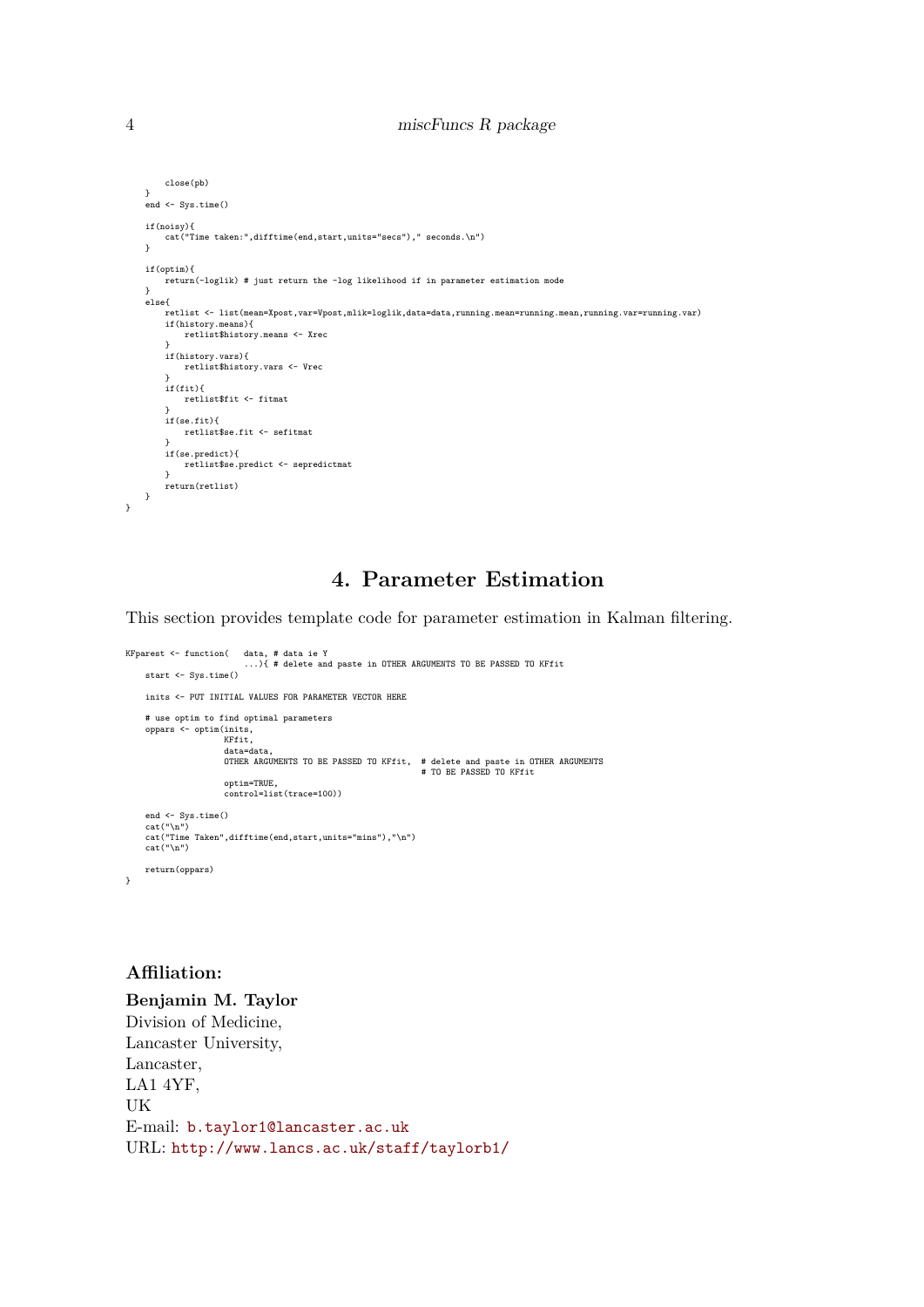```
        close(pb)
    }
    end <- Sys.time()

    if(noisy){
        cat("Time taken:",difftime(end,start,units="secs")," seconds.\n")
    }

    if(optim){
        return(-loglik) # just return the -log likelihood if in parameter estimation mode
    }
    else{
        retlist <- list(mean=Xpost,var=Vpost,mlik=loglik,data=data,running.mean=running.mean,running.var=running.var)
        if(history.means){
            retlist$history.means <- Xrec
        }
        if(history.vars){
            retlist$history.vars <- Vrec
        }
        if(fit){
            retlist$fit <- fitmat
        }
        if(se.fit){
            retlist$se.fit <- sefitmat
        }
        if(se.predict){
            retlist$se.predict <- sepredictmat
        }
        return(retlist)
    }
}
```

# 4. Parameter Estimation

This section provides template code for parameter estimation in Kalman filtering.

```
KFparest <- function(   data, # data ie Y
                        ...){ # delete and paste in OTHER ARGUMENTS TO BE PASSED TO KFfit
    start <- Sys.time()

    inits <- PUT INITIAL VALUES FOR PARAMETER VECTOR HERE

    # use optim to find optimal parameters
    oppars <- optim(inits,
                    KFfit,
                    data=data,
                    OTHER ARGUMENTS TO BE PASSED TO KFfit,  # delete and paste in OTHER ARGUMENTS
                                                            # TO BE PASSED TO KFfit
                    optim=TRUE,
                    control=list(trace=100))

    end <- Sys.time()
    cat("\n")
    cat("Time Taken",difftime(end,start,units="mins"),"\n")
    cat("\n")

    return(oppars)
}
```

### Affiliation:

**Benjamin M. Taylor**
Division of Medicine,
Lancaster University,
Lancaster,
LA1 4YF,
UK
E-mail: b.taylor1@lancaster.ac.uk
URL: http://www.lancs.ac.uk/staff/taylorb1/